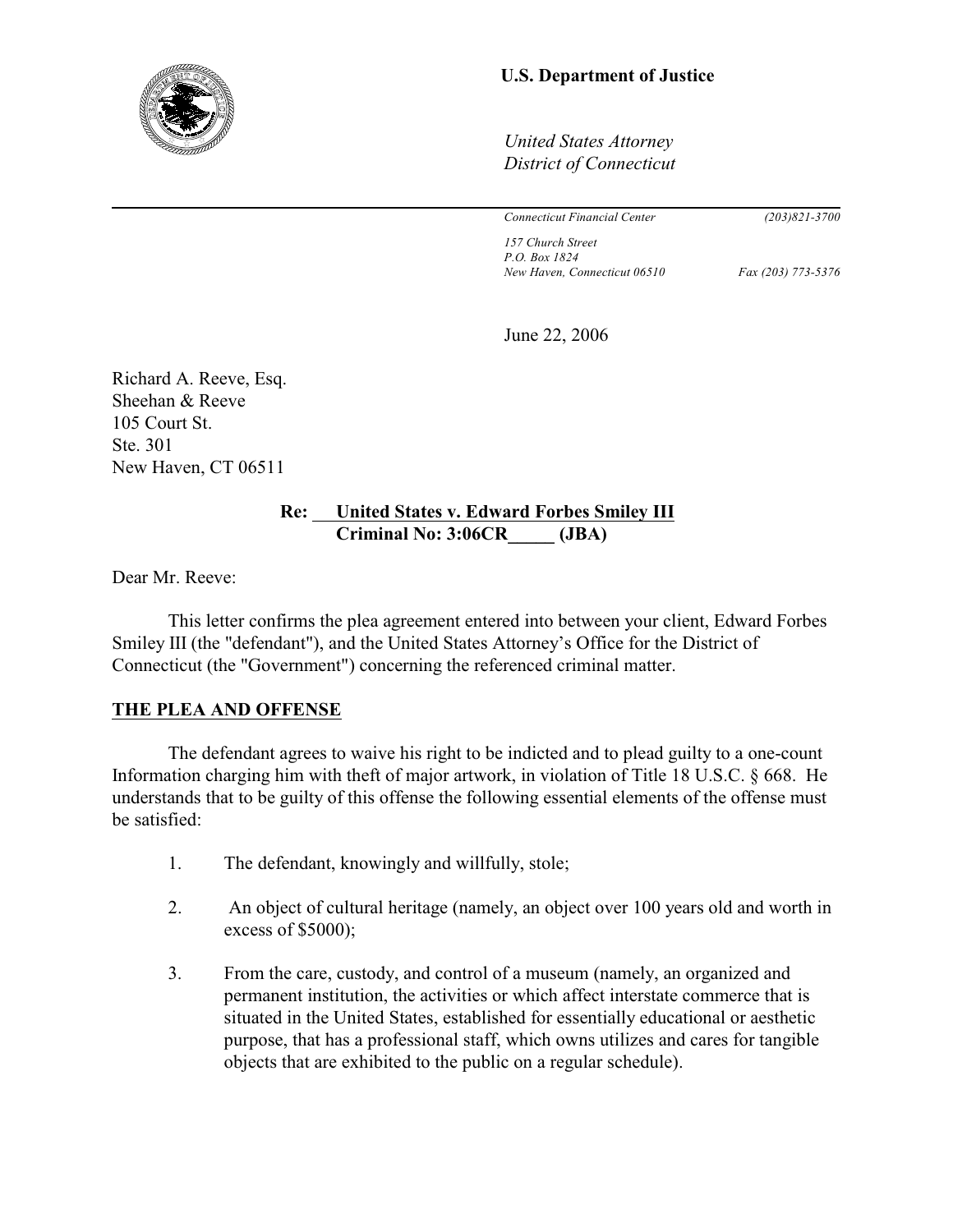**U.S. Department of Justice**

*United States Attorney*
*District of Connecticut*

*Connecticut Financial Center* *(203)821-3700*

*157 Church Street*
*P.O. Box 1824*
*New Haven, Connecticut 06510* *Fax (203) 773-5376*

June 22, 2006

Richard A. Reeve, Esq.
Sheehan & Reeve
105 Court St.
Ste. 301
New Haven, CT 06511

**Re: United States v. Edward Forbes Smiley III**
**Criminal No: 3:06CR_____ (JBA)**

Dear Mr. Reeve:

This letter confirms the plea agreement entered into between your client, Edward Forbes Smiley III (the "defendant"), and the United States Attorney's Office for the District of Connecticut (the "Government") concerning the referenced criminal matter.

**THE PLEA AND OFFENSE**

The defendant agrees to waive his right to be indicted and to plead guilty to a one-count Information charging him with theft of major artwork, in violation of Title 18 U.S.C. § 668. He understands that to be guilty of this offense the following essential elements of the offense must be satisfied:

1. The defendant, knowingly and willfully, stole;

2. An object of cultural heritage (namely, an object over 100 years old and worth in excess of $5000);

3. From the care, custody, and control of a museum (namely, an organized and permanent institution, the activities or which affect interstate commerce that is situated in the United States, established for essentially educational or aesthetic purpose, that has a professional staff, which owns utilizes and cares for tangible objects that are exhibited to the public on a regular schedule).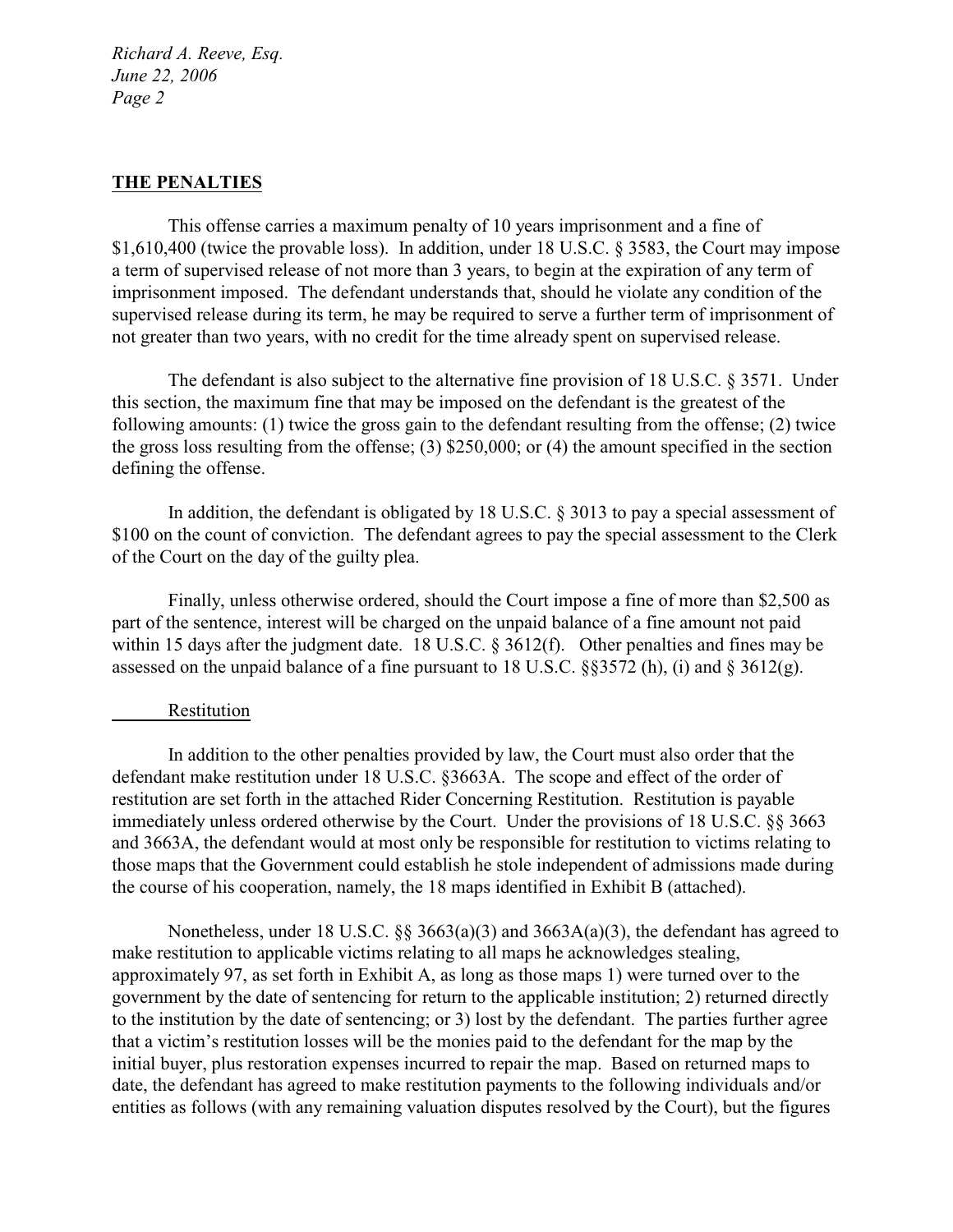## THE PENALTIES

This offense carries a maximum penalty of 10 years imprisonment and a fine of $1,610,400 (twice the provable loss). In addition, under 18 U.S.C. § 3583, the Court may impose a term of supervised release of not more than 3 years, to begin at the expiration of any term of imprisonment imposed. The defendant understands that, should he violate any condition of the supervised release during its term, he may be required to serve a further term of imprisonment of not greater than two years, with no credit for the time already spent on supervised release.

The defendant is also subject to the alternative fine provision of 18 U.S.C. § 3571. Under this section, the maximum fine that may be imposed on the defendant is the greatest of the following amounts: (1) twice the gross gain to the defendant resulting from the offense; (2) twice the gross loss resulting from the offense; (3) $250,000; or (4) the amount specified in the section defining the offense.

In addition, the defendant is obligated by 18 U.S.C. § 3013 to pay a special assessment of $100 on the count of conviction. The defendant agrees to pay the special assessment to the Clerk of the Court on the day of the guilty plea.

Finally, unless otherwise ordered, should the Court impose a fine of more than $2,500 as part of the sentence, interest will be charged on the unpaid balance of a fine amount not paid within 15 days after the judgment date. 18 U.S.C. § 3612(f). Other penalties and fines may be assessed on the unpaid balance of a fine pursuant to 18 U.S.C. §§3572 (h), (i) and § 3612(g).

### Restitution

In addition to the other penalties provided by law, the Court must also order that the defendant make restitution under 18 U.S.C. §3663A. The scope and effect of the order of restitution are set forth in the attached Rider Concerning Restitution. Restitution is payable immediately unless ordered otherwise by the Court. Under the provisions of 18 U.S.C. §§ 3663 and 3663A, the defendant would at most only be responsible for restitution to victims relating to those maps that the Government could establish he stole independent of admissions made during the course of his cooperation, namely, the 18 maps identified in Exhibit B (attached).

Nonetheless, under 18 U.S.C. §§ 3663(a)(3) and 3663A(a)(3), the defendant has agreed to make restitution to applicable victims relating to all maps he acknowledges stealing, approximately 97, as set forth in Exhibit A, as long as those maps 1) were turned over to the government by the date of sentencing for return to the applicable institution; 2) returned directly to the institution by the date of sentencing; or 3) lost by the defendant. The parties further agree that a victim's restitution losses will be the monies paid to the defendant for the map by the initial buyer, plus restoration expenses incurred to repair the map. Based on returned maps to date, the defendant has agreed to make restitution payments to the following individuals and/or entities as follows (with any remaining valuation disputes resolved by the Court), but the figures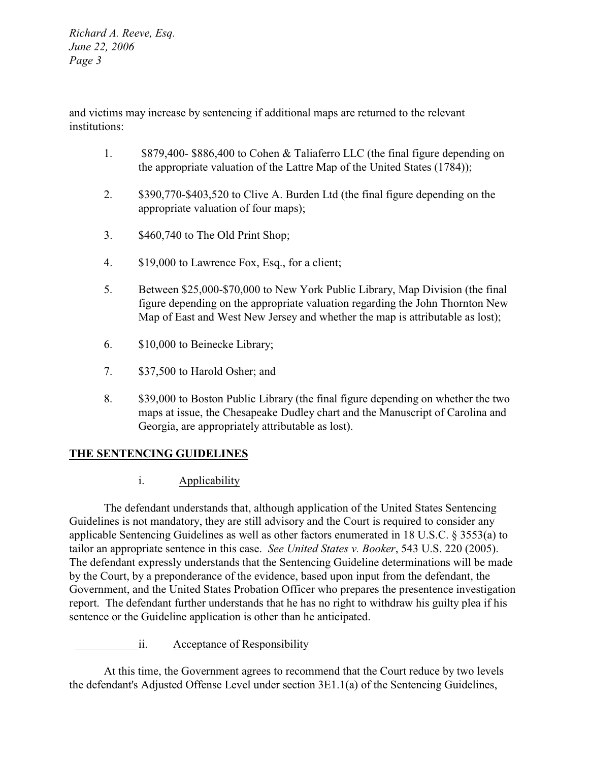and victims may increase by sentencing if additional maps are returned to the relevant institutions:

1. $879,400- $886,400 to Cohen & Taliaferro LLC (the final figure depending on the appropriate valuation of the Lattre Map of the United States (1784));

2. $390,770-$403,520 to Clive A. Burden Ltd (the final figure depending on the appropriate valuation of four maps);

3. $460,740 to The Old Print Shop;

4. $19,000 to Lawrence Fox, Esq., for a client;

5. Between $25,000-$70,000 to New York Public Library, Map Division (the final figure depending on the appropriate valuation regarding the John Thornton New Map of East and West New Jersey and whether the map is attributable as lost);

6. $10,000 to Beinecke Library;

7. $37,500 to Harold Osher; and

8. $39,000 to Boston Public Library (the final figure depending on whether the two maps at issue, the Chesapeake Dudley chart and the Manuscript of Carolina and Georgia, are appropriately attributable as lost).

## THE SENTENCING GUIDELINES

i. Applicability

The defendant understands that, although application of the United States Sentencing Guidelines is not mandatory, they are still advisory and the Court is required to consider any applicable Sentencing Guidelines as well as other factors enumerated in 18 U.S.C. § 3553(a) to tailor an appropriate sentence in this case. *See United States v. Booker*, 543 U.S. 220 (2005). The defendant expressly understands that the Sentencing Guideline determinations will be made by the Court, by a preponderance of the evidence, based upon input from the defendant, the Government, and the United States Probation Officer who prepares the presentence investigation report. The defendant further understands that he has no right to withdraw his guilty plea if his sentence or the Guideline application is other than he anticipated.

ii. Acceptance of Responsibility

At this time, the Government agrees to recommend that the Court reduce by two levels the defendant's Adjusted Offense Level under section 3E1.1(a) of the Sentencing Guidelines,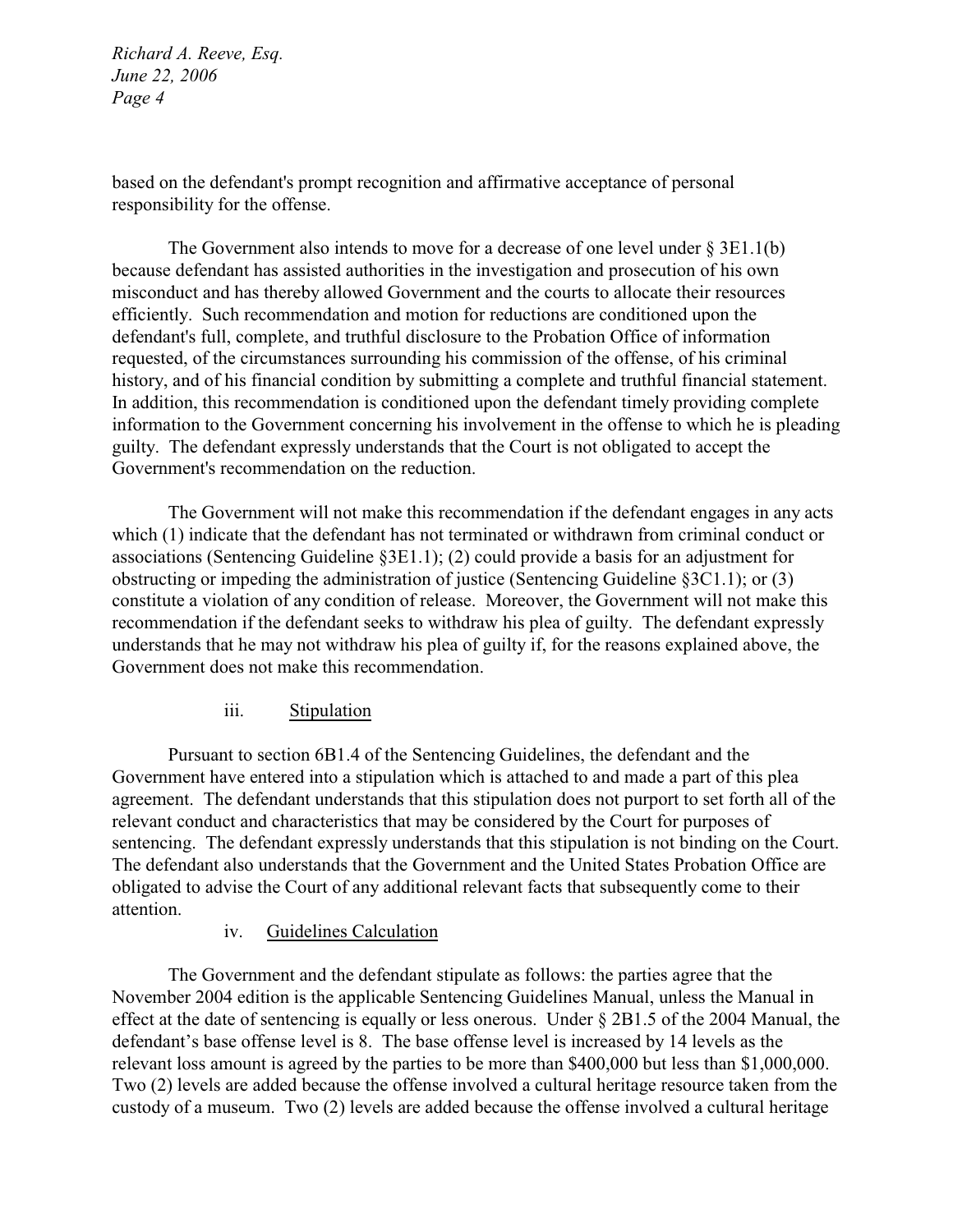based on the defendant's prompt recognition and affirmative acceptance of personal responsibility for the offense.

The Government also intends to move for a decrease of one level under § 3E1.1(b) because defendant has assisted authorities in the investigation and prosecution of his own misconduct and has thereby allowed Government and the courts to allocate their resources efficiently. Such recommendation and motion for reductions are conditioned upon the defendant's full, complete, and truthful disclosure to the Probation Office of information requested, of the circumstances surrounding his commission of the offense, of his criminal history, and of his financial condition by submitting a complete and truthful financial statement. In addition, this recommendation is conditioned upon the defendant timely providing complete information to the Government concerning his involvement in the offense to which he is pleading guilty. The defendant expressly understands that the Court is not obligated to accept the Government's recommendation on the reduction.

The Government will not make this recommendation if the defendant engages in any acts which (1) indicate that the defendant has not terminated or withdrawn from criminal conduct or associations (Sentencing Guideline §3E1.1); (2) could provide a basis for an adjustment for obstructing or impeding the administration of justice (Sentencing Guideline §3C1.1); or (3) constitute a violation of any condition of release. Moreover, the Government will not make this recommendation if the defendant seeks to withdraw his plea of guilty. The defendant expressly understands that he may not withdraw his plea of guilty if, for the reasons explained above, the Government does not make this recommendation.

iii. Stipulation

Pursuant to section 6B1.4 of the Sentencing Guidelines, the defendant and the Government have entered into a stipulation which is attached to and made a part of this plea agreement. The defendant understands that this stipulation does not purport to set forth all of the relevant conduct and characteristics that may be considered by the Court for purposes of sentencing. The defendant expressly understands that this stipulation is not binding on the Court. The defendant also understands that the Government and the United States Probation Office are obligated to advise the Court of any additional relevant facts that subsequently come to their attention.

iv. Guidelines Calculation

The Government and the defendant stipulate as follows: the parties agree that the November 2004 edition is the applicable Sentencing Guidelines Manual, unless the Manual in effect at the date of sentencing is equally or less onerous. Under § 2B1.5 of the 2004 Manual, the defendant's base offense level is 8. The base offense level is increased by 14 levels as the relevant loss amount is agreed by the parties to be more than $400,000 but less than $1,000,000. Two (2) levels are added because the offense involved a cultural heritage resource taken from the custody of a museum. Two (2) levels are added because the offense involved a cultural heritage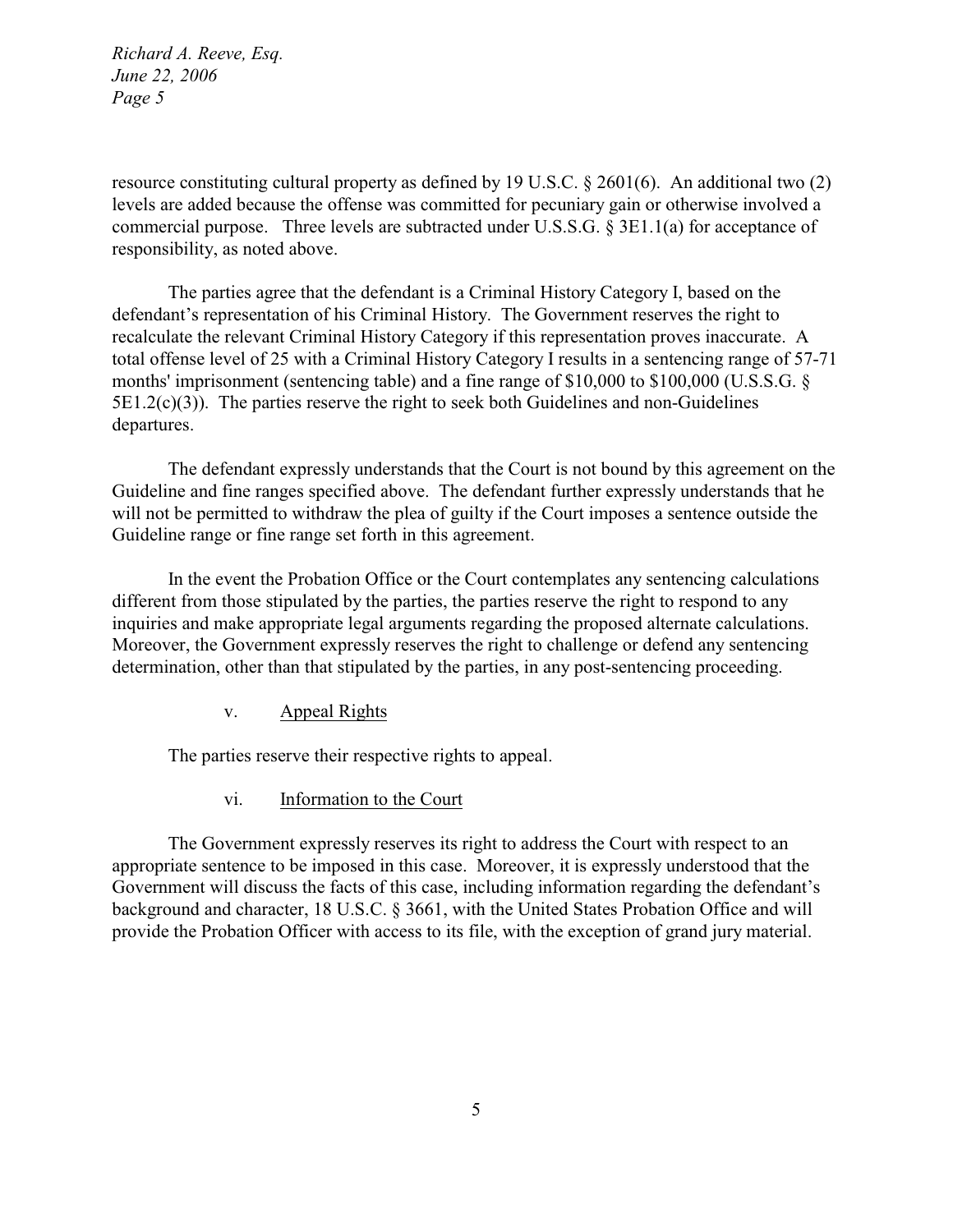resource constituting cultural property as defined by 19 U.S.C. § 2601(6). An additional two (2) levels are added because the offense was committed for pecuniary gain or otherwise involved a commercial purpose. Three levels are subtracted under U.S.S.G. § 3E1.1(a) for acceptance of responsibility, as noted above.

The parties agree that the defendant is a Criminal History Category I, based on the defendant's representation of his Criminal History. The Government reserves the right to recalculate the relevant Criminal History Category if this representation proves inaccurate. A total offense level of 25 with a Criminal History Category I results in a sentencing range of 57-71 months' imprisonment (sentencing table) and a fine range of $10,000 to $100,000 (U.S.S.G. § 5E1.2(c)(3)). The parties reserve the right to seek both Guidelines and non-Guidelines departures.

The defendant expressly understands that the Court is not bound by this agreement on the Guideline and fine ranges specified above. The defendant further expressly understands that he will not be permitted to withdraw the plea of guilty if the Court imposes a sentence outside the Guideline range or fine range set forth in this agreement.

In the event the Probation Office or the Court contemplates any sentencing calculations different from those stipulated by the parties, the parties reserve the right to respond to any inquiries and make appropriate legal arguments regarding the proposed alternate calculations. Moreover, the Government expressly reserves the right to challenge or defend any sentencing determination, other than that stipulated by the parties, in any post-sentencing proceeding.

v. Appeal Rights

The parties reserve their respective rights to appeal.

vi. Information to the Court

The Government expressly reserves its right to address the Court with respect to an appropriate sentence to be imposed in this case. Moreover, it is expressly understood that the Government will discuss the facts of this case, including information regarding the defendant's background and character, 18 U.S.C. § 3661, with the United States Probation Office and will provide the Probation Officer with access to its file, with the exception of grand jury material.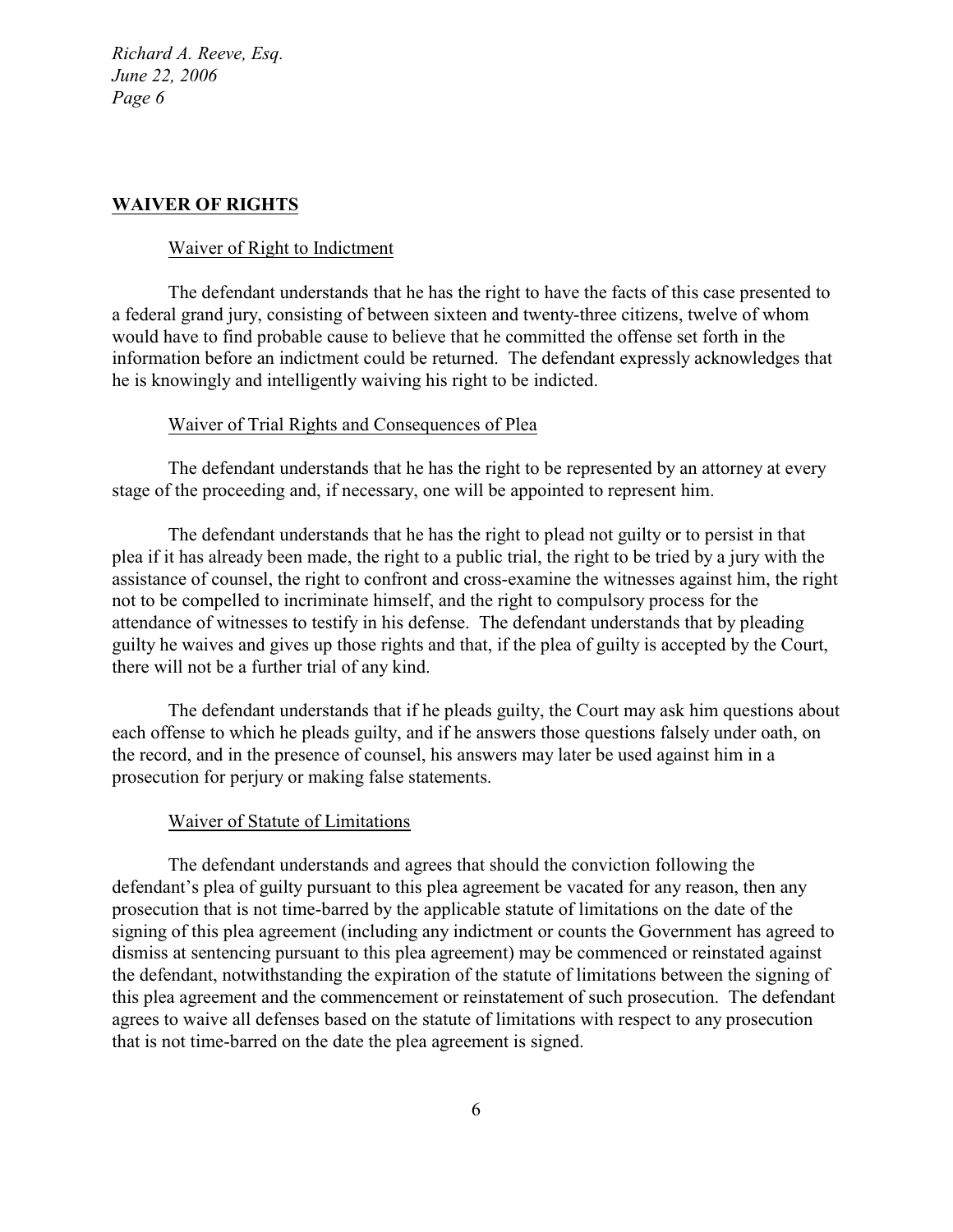## WAIVER OF RIGHTS

### Waiver of Right to Indictment

The defendant understands that he has the right to have the facts of this case presented to a federal grand jury, consisting of between sixteen and twenty-three citizens, twelve of whom would have to find probable cause to believe that he committed the offense set forth in the information before an indictment could be returned. The defendant expressly acknowledges that he is knowingly and intelligently waiving his right to be indicted.

### Waiver of Trial Rights and Consequences of Plea

The defendant understands that he has the right to be represented by an attorney at every stage of the proceeding and, if necessary, one will be appointed to represent him.

The defendant understands that he has the right to plead not guilty or to persist in that plea if it has already been made, the right to a public trial, the right to be tried by a jury with the assistance of counsel, the right to confront and cross-examine the witnesses against him, the right not to be compelled to incriminate himself, and the right to compulsory process for the attendance of witnesses to testify in his defense. The defendant understands that by pleading guilty he waives and gives up those rights and that, if the plea of guilty is accepted by the Court, there will not be a further trial of any kind.

The defendant understands that if he pleads guilty, the Court may ask him questions about each offense to which he pleads guilty, and if he answers those questions falsely under oath, on the record, and in the presence of counsel, his answers may later be used against him in a prosecution for perjury or making false statements.

### Waiver of Statute of Limitations

The defendant understands and agrees that should the conviction following the defendant's plea of guilty pursuant to this plea agreement be vacated for any reason, then any prosecution that is not time-barred by the applicable statute of limitations on the date of the signing of this plea agreement (including any indictment or counts the Government has agreed to dismiss at sentencing pursuant to this plea agreement) may be commenced or reinstated against the defendant, notwithstanding the expiration of the statute of limitations between the signing of this plea agreement and the commencement or reinstatement of such prosecution. The defendant agrees to waive all defenses based on the statute of limitations with respect to any prosecution that is not time-barred on the date the plea agreement is signed.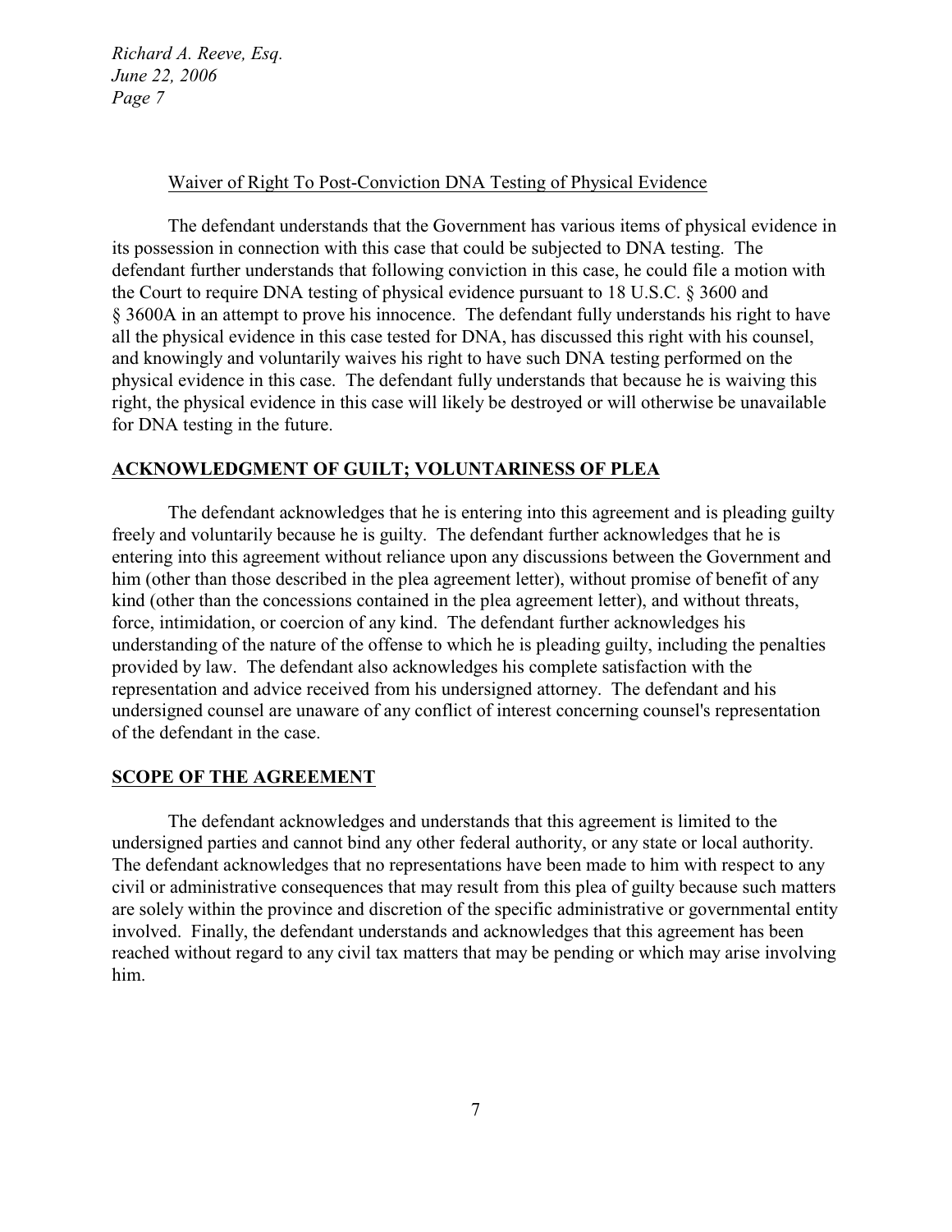Waiver of Right To Post-Conviction DNA Testing of Physical Evidence

The defendant understands that the Government has various items of physical evidence in its possession in connection with this case that could be subjected to DNA testing. The defendant further understands that following conviction in this case, he could file a motion with the Court to require DNA testing of physical evidence pursuant to 18 U.S.C. § 3600 and § 3600A in an attempt to prove his innocence. The defendant fully understands his right to have all the physical evidence in this case tested for DNA, has discussed this right with his counsel, and knowingly and voluntarily waives his right to have such DNA testing performed on the physical evidence in this case. The defendant fully understands that because he is waiving this right, the physical evidence in this case will likely be destroyed or will otherwise be unavailable for DNA testing in the future.

**ACKNOWLEDGMENT OF GUILT; VOLUNTARINESS OF PLEA**

The defendant acknowledges that he is entering into this agreement and is pleading guilty freely and voluntarily because he is guilty. The defendant further acknowledges that he is entering into this agreement without reliance upon any discussions between the Government and him (other than those described in the plea agreement letter), without promise of benefit of any kind (other than the concessions contained in the plea agreement letter), and without threats, force, intimidation, or coercion of any kind. The defendant further acknowledges his understanding of the nature of the offense to which he is pleading guilty, including the penalties provided by law. The defendant also acknowledges his complete satisfaction with the representation and advice received from his undersigned attorney. The defendant and his undersigned counsel are unaware of any conflict of interest concerning counsel's representation of the defendant in the case.

**SCOPE OF THE AGREEMENT**

The defendant acknowledges and understands that this agreement is limited to the undersigned parties and cannot bind any other federal authority, or any state or local authority. The defendant acknowledges that no representations have been made to him with respect to any civil or administrative consequences that may result from this plea of guilty because such matters are solely within the province and discretion of the specific administrative or governmental entity involved. Finally, the defendant understands and acknowledges that this agreement has been reached without regard to any civil tax matters that may be pending or which may arise involving him.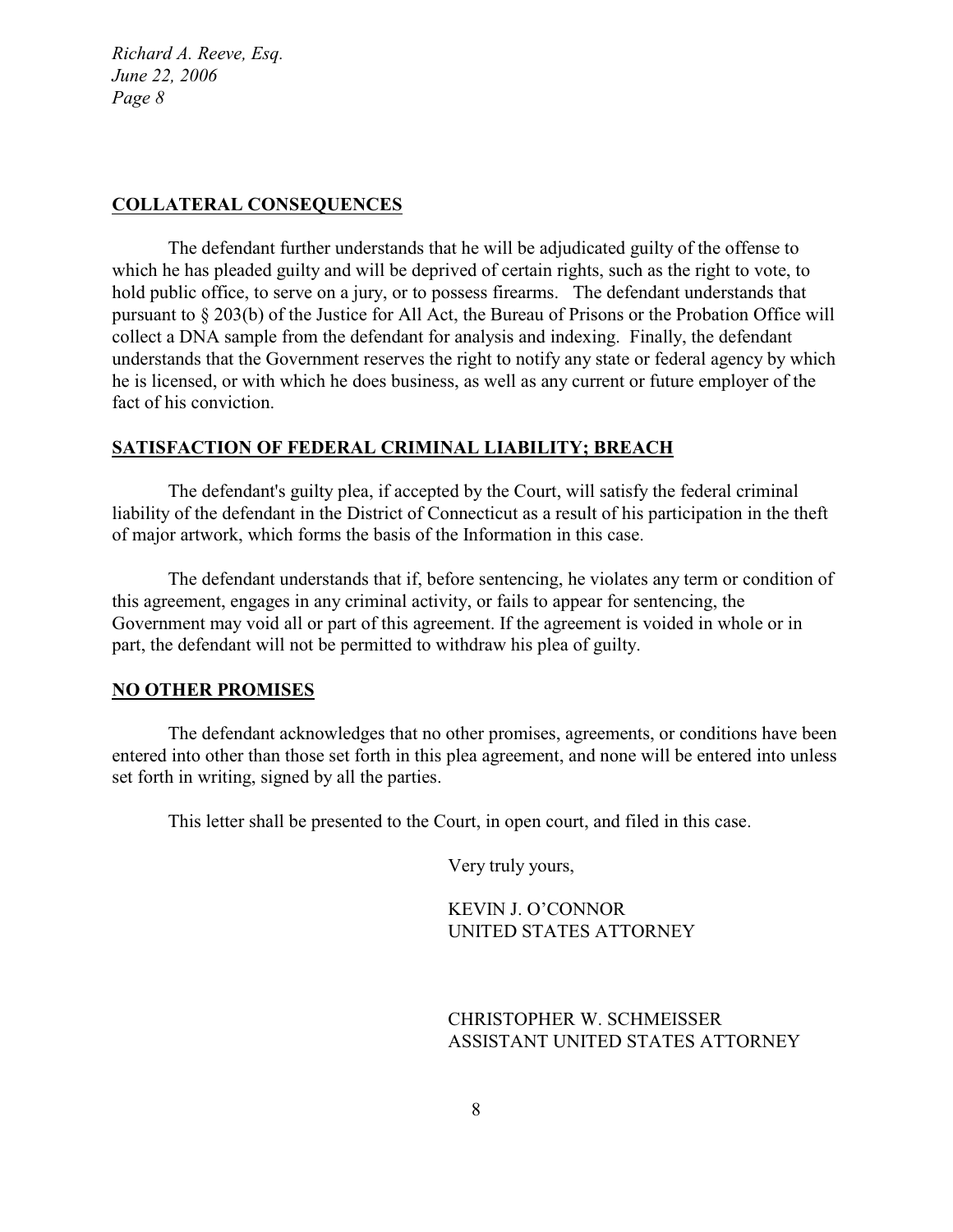## COLLATERAL CONSEQUENCES

The defendant further understands that he will be adjudicated guilty of the offense to which he has pleaded guilty and will be deprived of certain rights, such as the right to vote, to hold public office, to serve on a jury, or to possess firearms. The defendant understands that pursuant to § 203(b) of the Justice for All Act, the Bureau of Prisons or the Probation Office will collect a DNA sample from the defendant for analysis and indexing. Finally, the defendant understands that the Government reserves the right to notify any state or federal agency by which he is licensed, or with which he does business, as well as any current or future employer of the fact of his conviction.

## SATISFACTION OF FEDERAL CRIMINAL LIABILITY; BREACH

The defendant's guilty plea, if accepted by the Court, will satisfy the federal criminal liability of the defendant in the District of Connecticut as a result of his participation in the theft of major artwork, which forms the basis of the Information in this case.

The defendant understands that if, before sentencing, he violates any term or condition of this agreement, engages in any criminal activity, or fails to appear for sentencing, the Government may void all or part of this agreement. If the agreement is voided in whole or in part, the defendant will not be permitted to withdraw his plea of guilty.

## NO OTHER PROMISES

The defendant acknowledges that no other promises, agreements, or conditions have been entered into other than those set forth in this plea agreement, and none will be entered into unless set forth in writing, signed by all the parties.

This letter shall be presented to the Court, in open court, and filed in this case.

Very truly yours,

KEVIN J. O'CONNOR
UNITED STATES ATTORNEY

CHRISTOPHER W. SCHMEISSER
ASSISTANT UNITED STATES ATTORNEY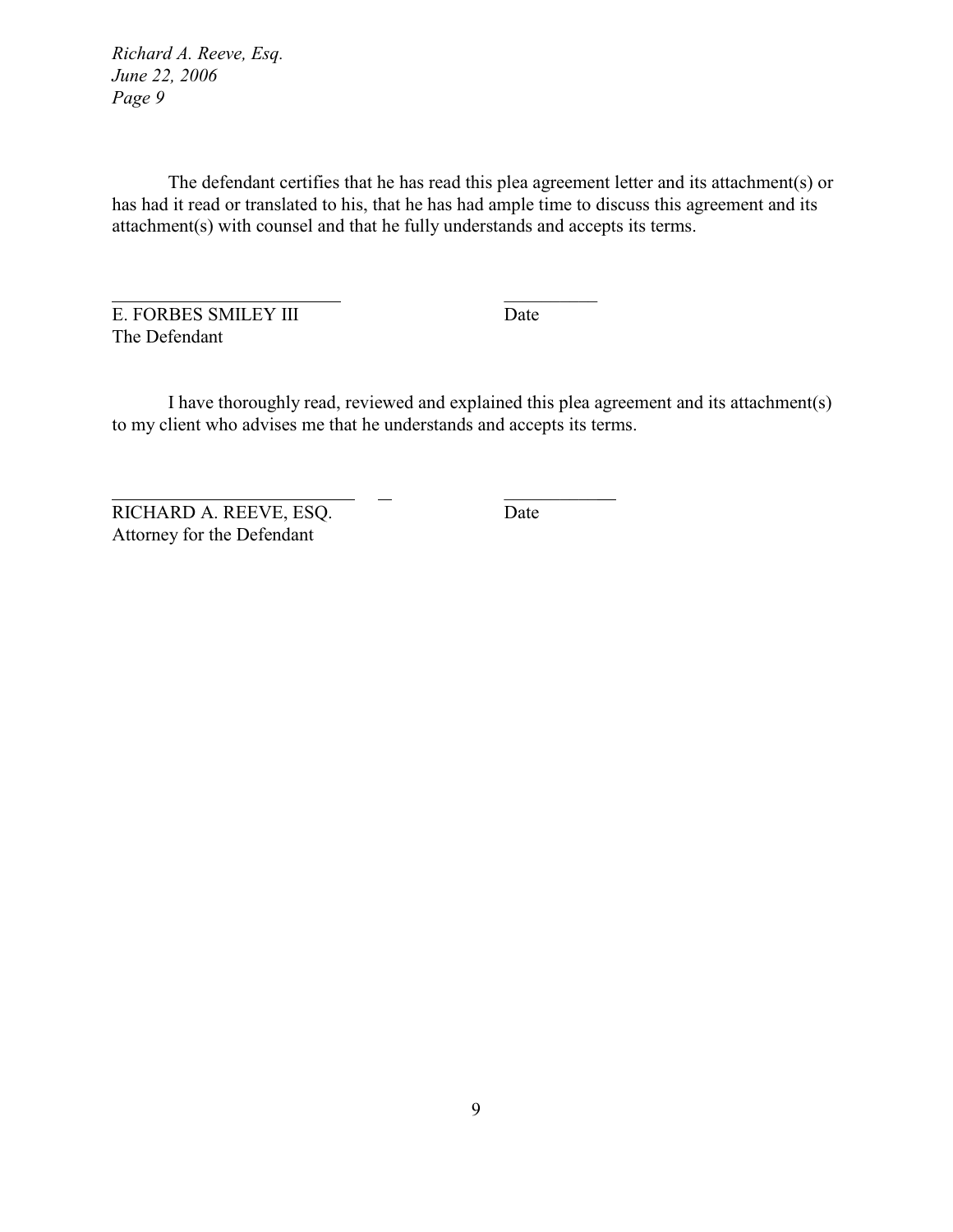The defendant certifies that he has read this plea agreement letter and its attachment(s) or has had it read or translated to his, that he has had ample time to discuss this agreement and its attachment(s) with counsel and that he fully understands and accepts its terms.

\_\_\_\_\_\_\_\_\_\_\_\_\_\_\_\_\_\_\_\_\_\_\_\_ \_\_\_\_\_\_\_\_\_\_

E. FORBES SMILEY III Date
The Defendant

I have thoroughly read, reviewed and explained this plea agreement and its attachment(s) to my client who advises me that he understands and accepts its terms.

\_\_\_\_\_\_\_\_\_\_\_\_\_\_\_\_\_\_\_\_\_\_\_\_ \_\_\_\_\_\_\_\_\_\_

RICHARD A. REEVE, ESQ. Date
Attorney for the Defendant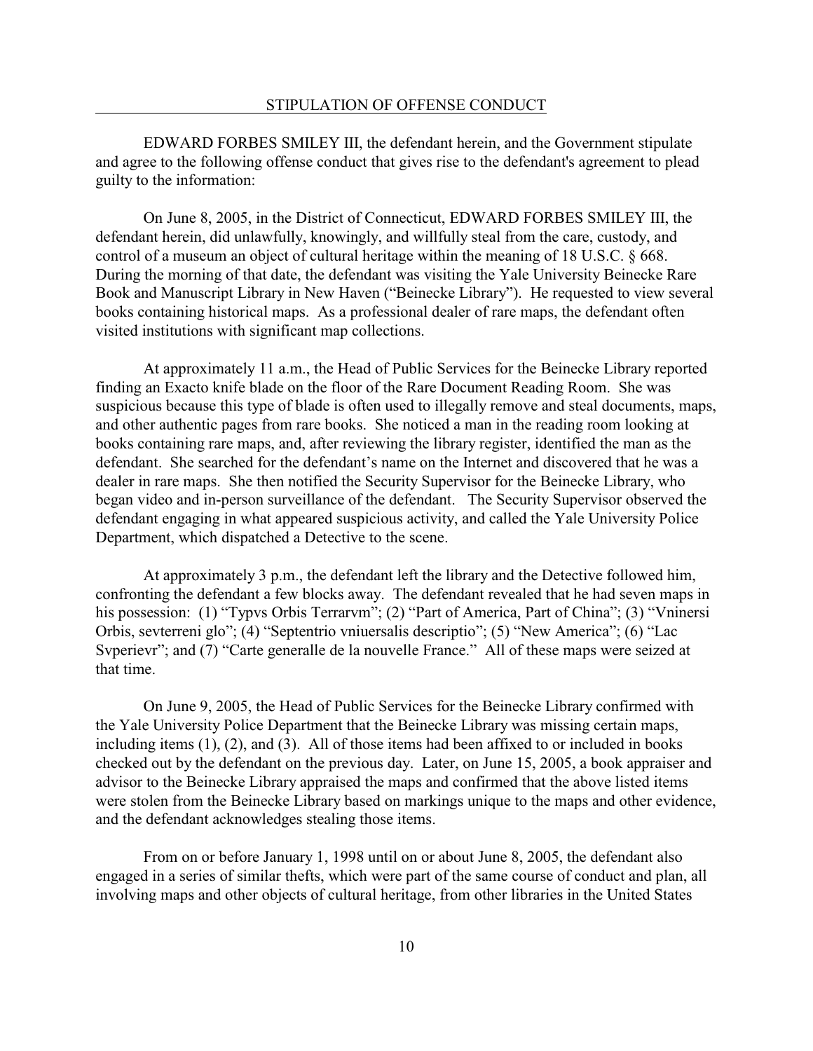## STIPULATION OF OFFENSE CONDUCT

EDWARD FORBES SMILEY III, the defendant herein, and the Government stipulate and agree to the following offense conduct that gives rise to the defendant's agreement to plead guilty to the information:

On June 8, 2005, in the District of Connecticut, EDWARD FORBES SMILEY III, the defendant herein, did unlawfully, knowingly, and willfully steal from the care, custody, and control of a museum an object of cultural heritage within the meaning of 18 U.S.C. § 668. During the morning of that date, the defendant was visiting the Yale University Beinecke Rare Book and Manuscript Library in New Haven ("Beinecke Library"). He requested to view several books containing historical maps. As a professional dealer of rare maps, the defendant often visited institutions with significant map collections.

At approximately 11 a.m., the Head of Public Services for the Beinecke Library reported finding an Exacto knife blade on the floor of the Rare Document Reading Room. She was suspicious because this type of blade is often used to illegally remove and steal documents, maps, and other authentic pages from rare books. She noticed a man in the reading room looking at books containing rare maps, and, after reviewing the library register, identified the man as the defendant. She searched for the defendant's name on the Internet and discovered that he was a dealer in rare maps. She then notified the Security Supervisor for the Beinecke Library, who began video and in-person surveillance of the defendant. The Security Supervisor observed the defendant engaging in what appeared suspicious activity, and called the Yale University Police Department, which dispatched a Detective to the scene.

At approximately 3 p.m., the defendant left the library and the Detective followed him, confronting the defendant a few blocks away. The defendant revealed that he had seven maps in his possession: (1) "Typvs Orbis Terrarvm"; (2) "Part of America, Part of China"; (3) "Vninersi Orbis, sevterreni glo"; (4) "Septentrio vniuersalis descriptio"; (5) "New America"; (6) "Lac Svperievr"; and (7) "Carte generalle de la nouvelle France." All of these maps were seized at that time.

On June 9, 2005, the Head of Public Services for the Beinecke Library confirmed with the Yale University Police Department that the Beinecke Library was missing certain maps, including items (1), (2), and (3). All of those items had been affixed to or included in books checked out by the defendant on the previous day. Later, on June 15, 2005, a book appraiser and advisor to the Beinecke Library appraised the maps and confirmed that the above listed items were stolen from the Beinecke Library based on markings unique to the maps and other evidence, and the defendant acknowledges stealing those items.

From on or before January 1, 1998 until on or about June 8, 2005, the defendant also engaged in a series of similar thefts, which were part of the same course of conduct and plan, all involving maps and other objects of cultural heritage, from other libraries in the United States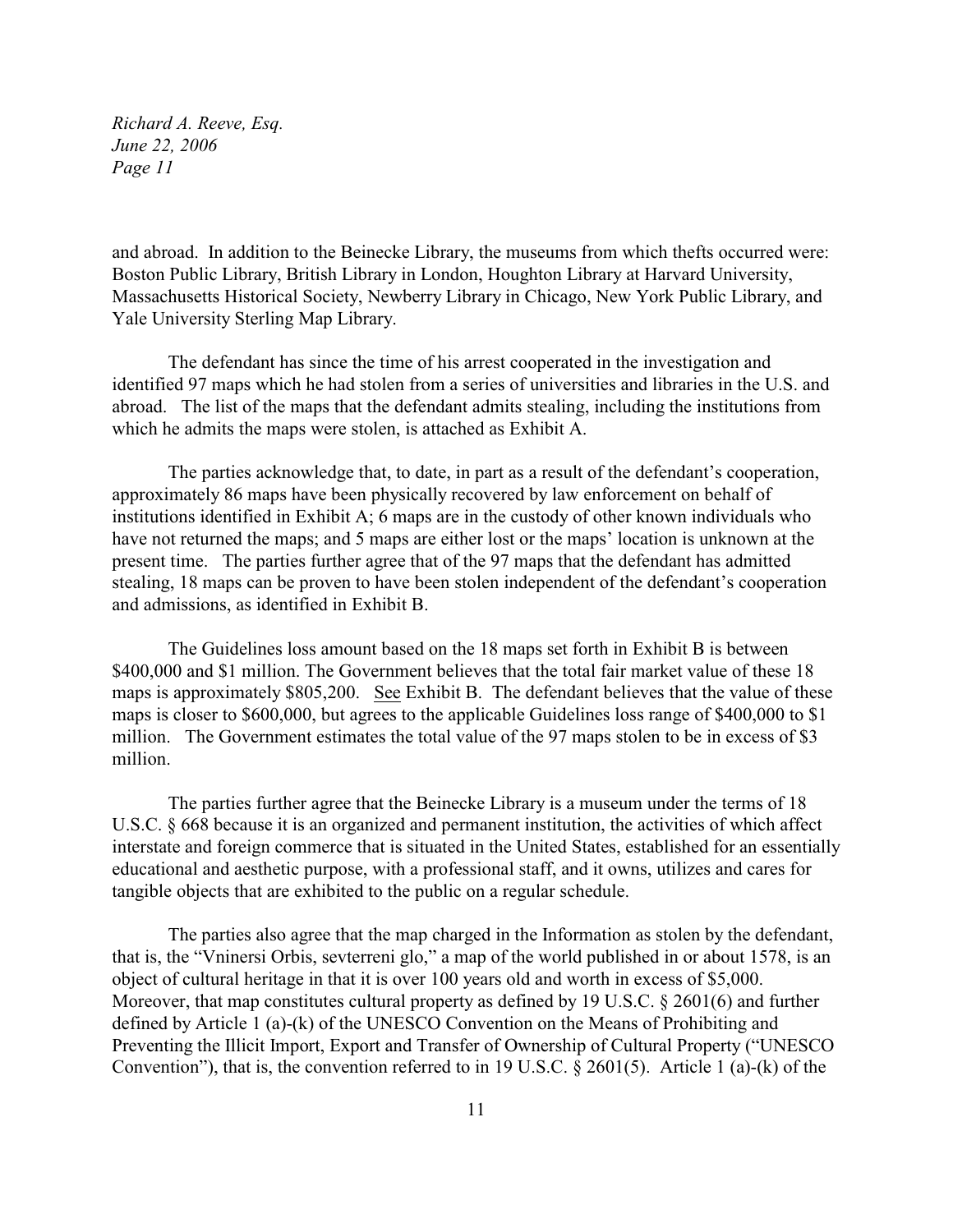and abroad. In addition to the Beinecke Library, the museums from which thefts occurred were: Boston Public Library, British Library in London, Houghton Library at Harvard University, Massachusetts Historical Society, Newberry Library in Chicago, New York Public Library, and Yale University Sterling Map Library.

The defendant has since the time of his arrest cooperated in the investigation and identified 97 maps which he had stolen from a series of universities and libraries in the U.S. and abroad. The list of the maps that the defendant admits stealing, including the institutions from which he admits the maps were stolen, is attached as Exhibit A.

The parties acknowledge that, to date, in part as a result of the defendant's cooperation, approximately 86 maps have been physically recovered by law enforcement on behalf of institutions identified in Exhibit A; 6 maps are in the custody of other known individuals who have not returned the maps; and 5 maps are either lost or the maps' location is unknown at the present time. The parties further agree that of the 97 maps that the defendant has admitted stealing, 18 maps can be proven to have been stolen independent of the defendant's cooperation and admissions, as identified in Exhibit B.

The Guidelines loss amount based on the 18 maps set forth in Exhibit B is between $400,000 and $1 million. The Government believes that the total fair market value of these 18 maps is approximately $805,200. See Exhibit B. The defendant believes that the value of these maps is closer to $600,000, but agrees to the applicable Guidelines loss range of $400,000 to $1 million. The Government estimates the total value of the 97 maps stolen to be in excess of $3 million.

The parties further agree that the Beinecke Library is a museum under the terms of 18 U.S.C. § 668 because it is an organized and permanent institution, the activities of which affect interstate and foreign commerce that is situated in the United States, established for an essentially educational and aesthetic purpose, with a professional staff, and it owns, utilizes and cares for tangible objects that are exhibited to the public on a regular schedule.

The parties also agree that the map charged in the Information as stolen by the defendant, that is, the "Vninersi Orbis, sevterreni glo," a map of the world published in or about 1578, is an object of cultural heritage in that it is over 100 years old and worth in excess of $5,000. Moreover, that map constitutes cultural property as defined by 19 U.S.C. § 2601(6) and further defined by Article 1 (a)-(k) of the UNESCO Convention on the Means of Prohibiting and Preventing the Illicit Import, Export and Transfer of Ownership of Cultural Property ("UNESCO Convention"), that is, the convention referred to in 19 U.S.C. § 2601(5). Article 1 (a)-(k) of the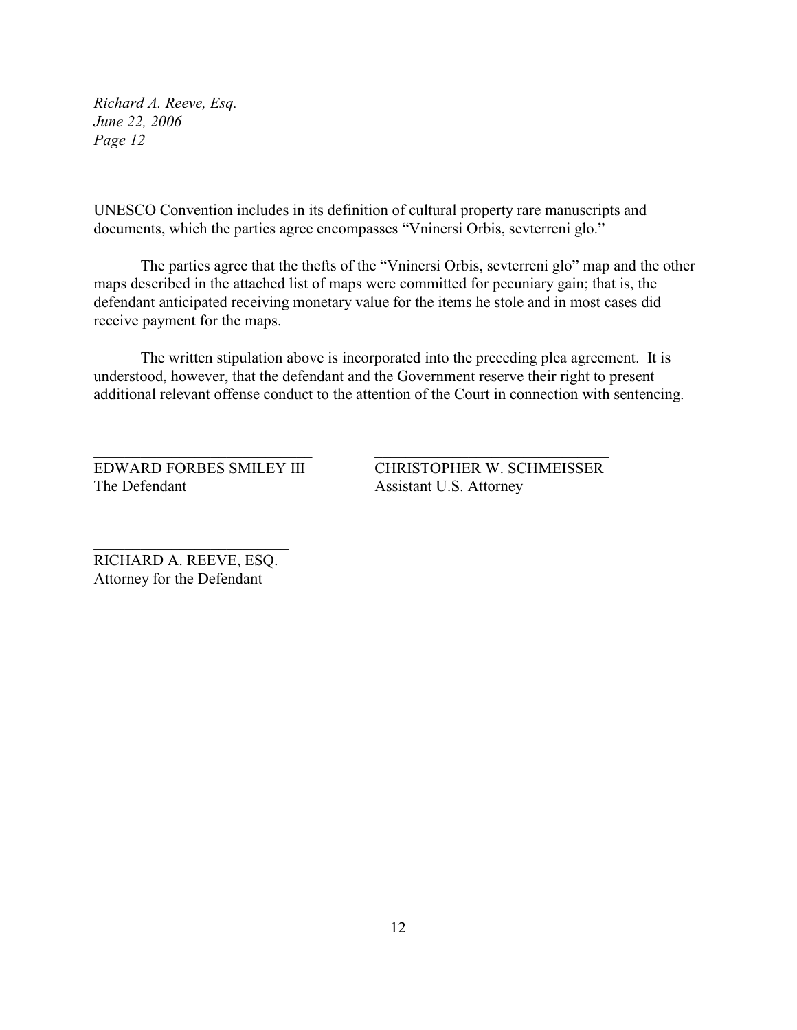UNESCO Convention includes in its definition of cultural property rare manuscripts and documents, which the parties agree encompasses "Vninersi Orbis, sevterreni glo."

The parties agree that the thefts of the "Vninersi Orbis, sevterreni glo" map and the other maps described in the attached list of maps were committed for pecuniary gain; that is, the defendant anticipated receiving monetary value for the items he stole and in most cases did receive payment for the maps.

The written stipulation above is incorporated into the preceding plea agreement. It is understood, however, that the defendant and the Government reserve their right to present additional relevant offense conduct to the attention of the Court in connection with sentencing.

\_\_\_\_\_\_\_\_\_\_\_\_\_\_\_\_\_\_\_\_\_\_\_\_\_\_\_\_
EDWARD FORBES SMILEY III
The Defendant

\_\_\_\_\_\_\_\_\_\_\_\_\_\_\_\_\_\_\_\_\_\_\_\_\_\_\_\_
CHRISTOPHER W. SCHMEISSER
Assistant U.S. Attorney

\_\_\_\_\_\_\_\_\_\_\_\_\_\_\_\_\_\_\_\_\_\_\_\_\_\_\_\_
RICHARD A. REEVE, ESQ.
Attorney for the Defendant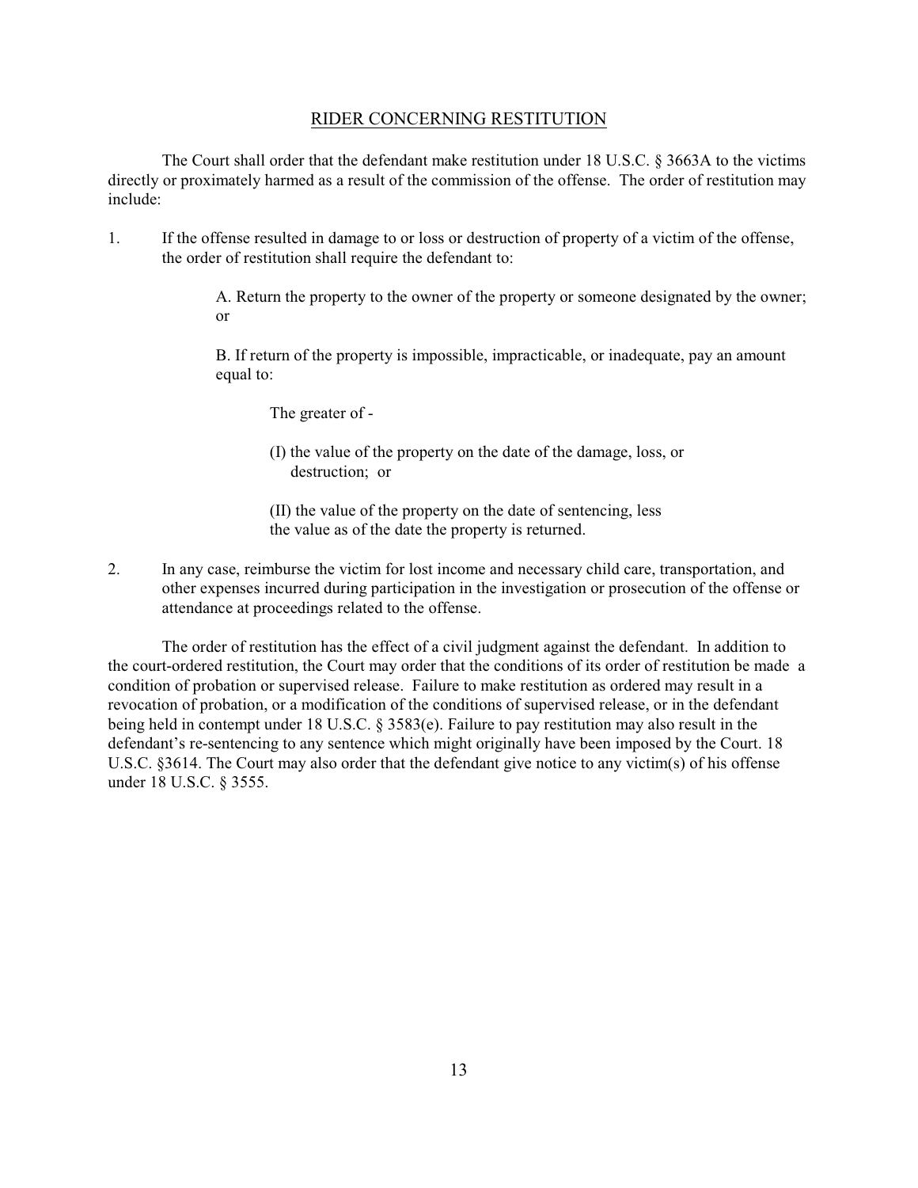## RIDER CONCERNING RESTITUTION

The Court shall order that the defendant make restitution under 18 U.S.C. § 3663A to the victims directly or proximately harmed as a result of the commission of the offense. The order of restitution may include:

1. If the offense resulted in damage to or loss or destruction of property of a victim of the offense, the order of restitution shall require the defendant to:

   A. Return the property to the owner of the property or someone designated by the owner; or

   B. If return of the property is impossible, impracticable, or inadequate, pay an amount equal to:

      The greater of -

      (I) the value of the property on the date of the damage, loss, or destruction; or

      (II) the value of the property on the date of sentencing, less the value as of the date the property is returned.

2. In any case, reimburse the victim for lost income and necessary child care, transportation, and other expenses incurred during participation in the investigation or prosecution of the offense or attendance at proceedings related to the offense.

The order of restitution has the effect of a civil judgment against the defendant. In addition to the court-ordered restitution, the Court may order that the conditions of its order of restitution be made a condition of probation or supervised release. Failure to make restitution as ordered may result in a revocation of probation, or a modification of the conditions of supervised release, or in the defendant being held in contempt under 18 U.S.C. § 3583(e). Failure to pay restitution may also result in the defendant's re-sentencing to any sentence which might originally have been imposed by the Court. 18 U.S.C. §3614. The Court may also order that the defendant give notice to any victim(s) of his offense under 18 U.S.C. § 3555.